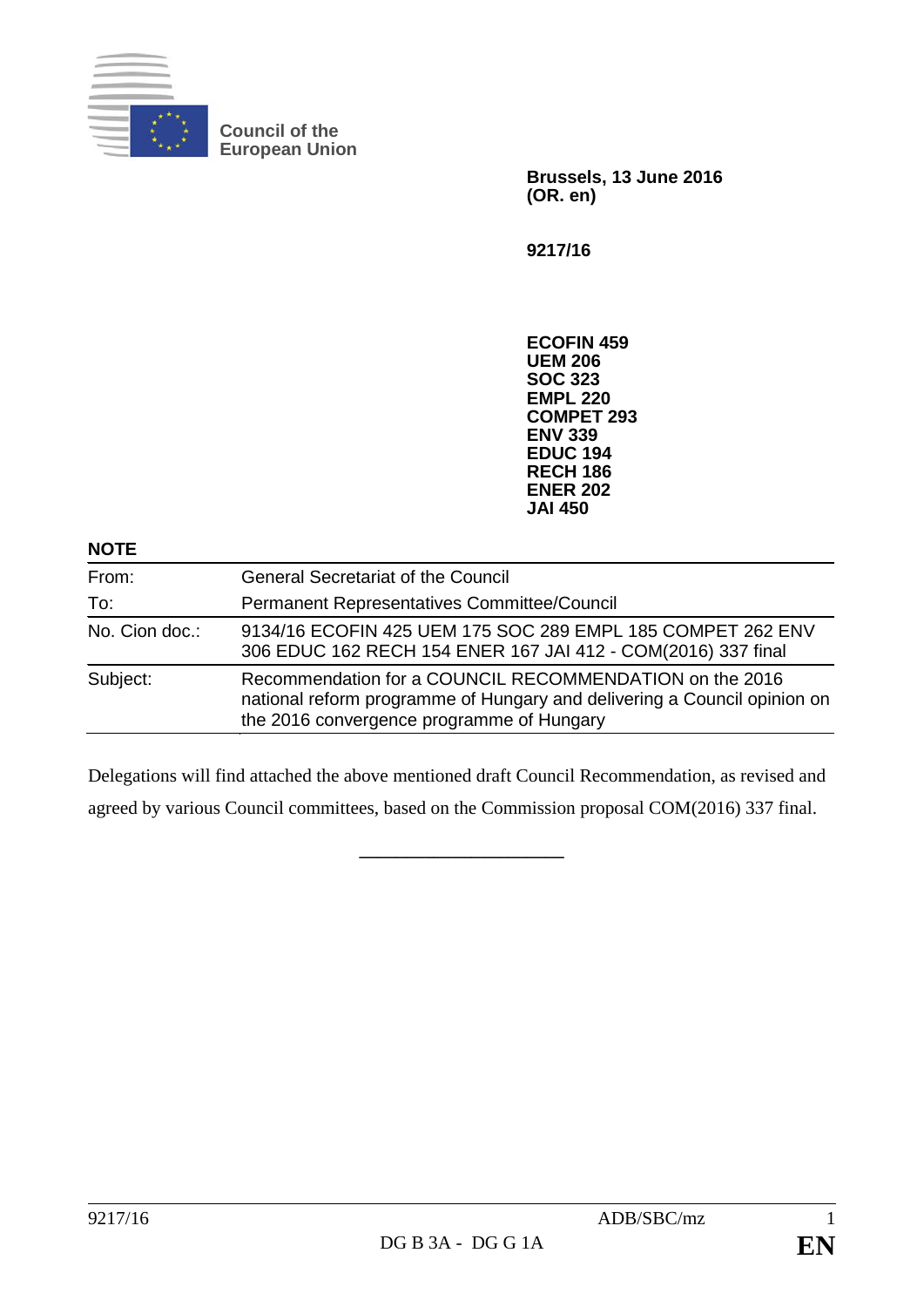**Council of the European Union**

**Brussels, 13 June 2016**
**(OR. en)**

**9217/16**

**ECOFIN 459**
**UEM 206**
**SOC 323**
**EMPL 220**
**COMPET 293**
**ENV 339**
**EDUC 194**
**RECH 186**
**ENER 202**
**JAI 450**

**NOTE**

| | |
|---|---|
| From: | General Secretariat of the Council |
| To: | Permanent Representatives Committee/Council |
| No. Cion doc.: | 9134/16 ECOFIN 425 UEM 175 SOC 289 EMPL 185 COMPET 262 ENV 306 EDUC 162 RECH 154 ENER 167 JAI 412 - COM(2016) 337 final |
| Subject: | Recommendation for a COUNCIL RECOMMENDATION on the 2016 national reform programme of Hungary and delivering a Council opinion on the 2016 convergence programme of Hungary |

Delegations will find attached the above mentioned draft Council Recommendation, as revised and agreed by various Council committees, based on the Commission proposal COM(2016) 337 final.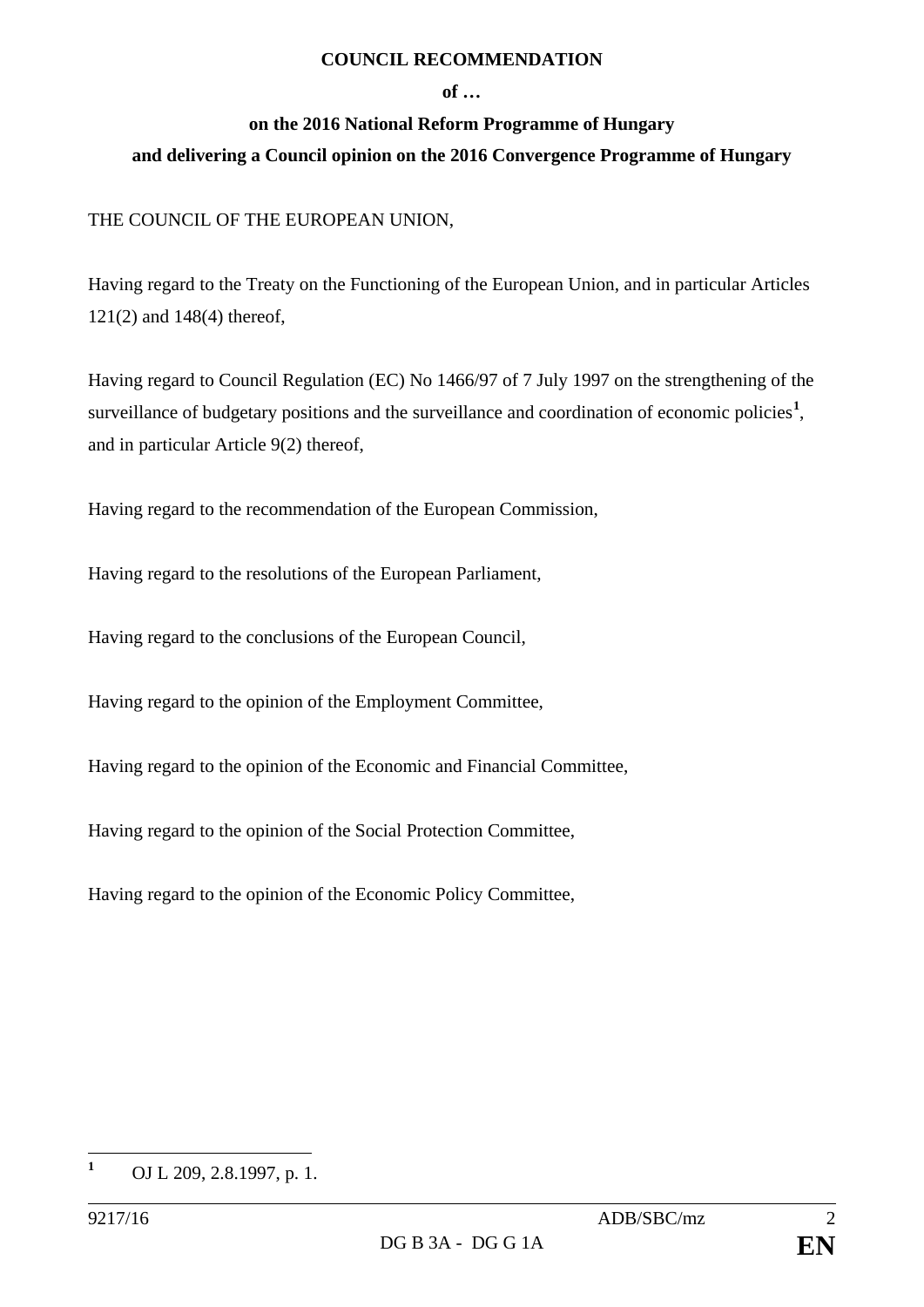**COUNCIL RECOMMENDATION**

**of …**

**on the 2016 National Reform Programme of Hungary**

**and delivering a Council opinion on the 2016 Convergence Programme of Hungary**

THE COUNCIL OF THE EUROPEAN UNION,

Having regard to the Treaty on the Functioning of the European Union, and in particular Articles 121(2) and 148(4) thereof,

Having regard to Council Regulation (EC) No 1466/97 of 7 July 1997 on the strengthening of the surveillance of budgetary positions and the surveillance and coordination of economic policies[1], and in particular Article 9(2) thereof,

Having regard to the recommendation of the European Commission,

Having regard to the resolutions of the European Parliament,

Having regard to the conclusions of the European Council,

Having regard to the opinion of the Employment Committee,

Having regard to the opinion of the Economic and Financial Committee,

Having regard to the opinion of the Social Protection Committee,

Having regard to the opinion of the Economic Policy Committee,

---

[1] OJ L 209, 2.8.1997, p. 1.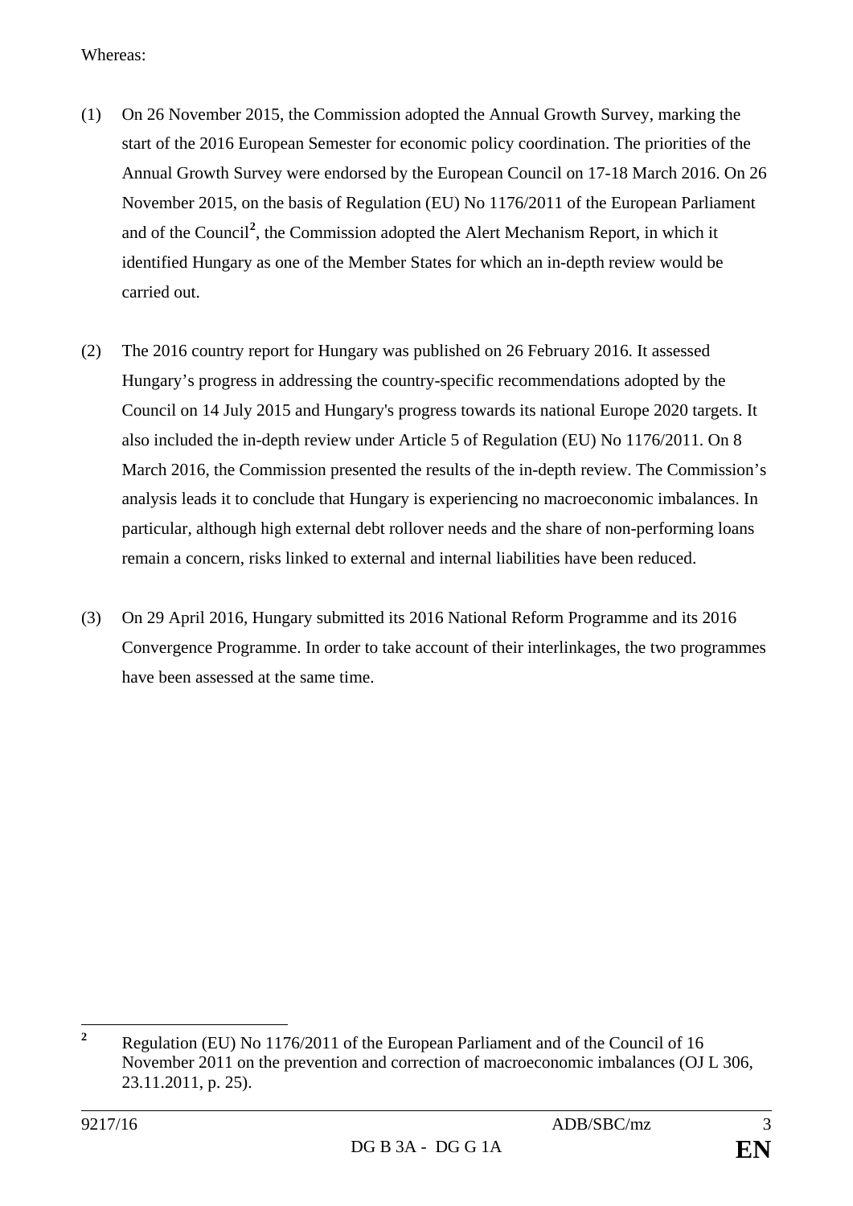Whereas:

(1) On 26 November 2015, the Commission adopted the Annual Growth Survey, marking the start of the 2016 European Semester for economic policy coordination. The priorities of the Annual Growth Survey were endorsed by the European Council on 17-18 March 2016. On 26 November 2015, on the basis of Regulation (EU) No 1176/2011 of the European Parliament and of the Council[2], the Commission adopted the Alert Mechanism Report, in which it identified Hungary as one of the Member States for which an in-depth review would be carried out.

(2) The 2016 country report for Hungary was published on 26 February 2016. It assessed Hungary's progress in addressing the country-specific recommendations adopted by the Council on 14 July 2015 and Hungary's progress towards its national Europe 2020 targets. It also included the in-depth review under Article 5 of Regulation (EU) No 1176/2011. On 8 March 2016, the Commission presented the results of the in-depth review. The Commission's analysis leads it to conclude that Hungary is experiencing no macroeconomic imbalances. In particular, although high external debt rollover needs and the share of non-performing loans remain a concern, risks linked to external and internal liabilities have been reduced.

(3) On 29 April 2016, Hungary submitted its 2016 National Reform Programme and its 2016 Convergence Programme. In order to take account of their interlinkages, the two programmes have been assessed at the same time.

---

[2] Regulation (EU) No 1176/2011 of the European Parliament and of the Council of 16 November 2011 on the prevention and correction of macroeconomic imbalances (OJ L 306, 23.11.2011, p. 25).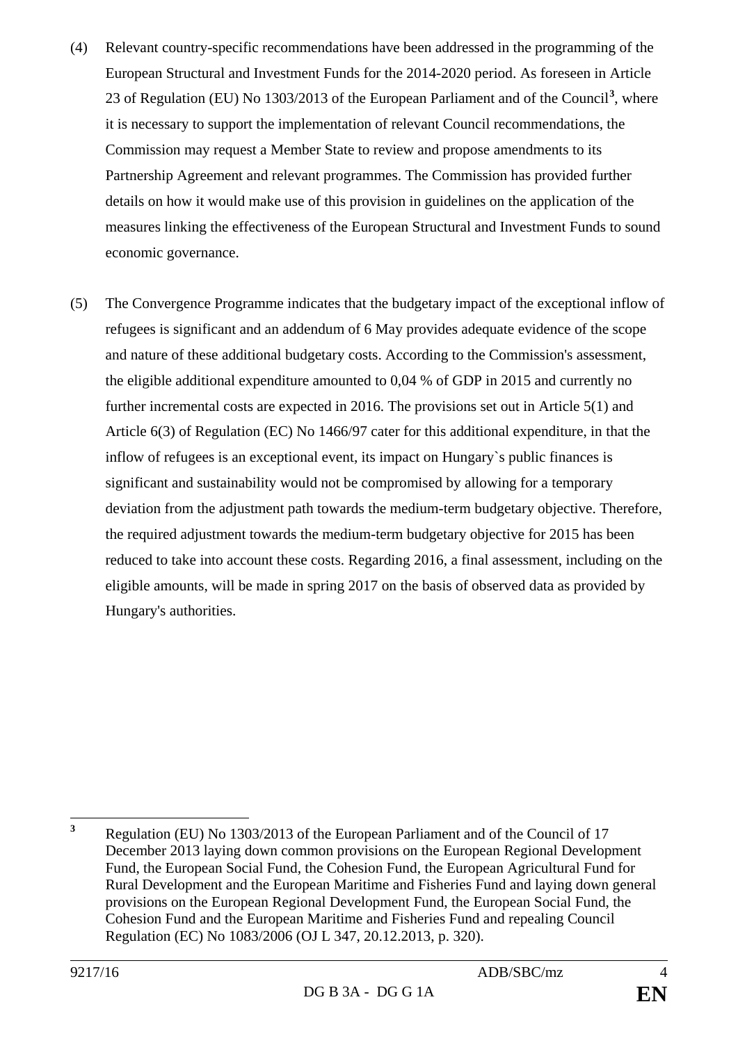(4) Relevant country-specific recommendations have been addressed in the programming of the European Structural and Investment Funds for the 2014-2020 period. As foreseen in Article 23 of Regulation (EU) No 1303/2013 of the European Parliament and of the Council[3], where it is necessary to support the implementation of relevant Council recommendations, the Commission may request a Member State to review and propose amendments to its Partnership Agreement and relevant programmes. The Commission has provided further details on how it would make use of this provision in guidelines on the application of the measures linking the effectiveness of the European Structural and Investment Funds to sound economic governance.

(5) The Convergence Programme indicates that the budgetary impact of the exceptional inflow of refugees is significant and an addendum of 6 May provides adequate evidence of the scope and nature of these additional budgetary costs. According to the Commission's assessment, the eligible additional expenditure amounted to 0,04 % of GDP in 2015 and currently no further incremental costs are expected in 2016. The provisions set out in Article 5(1) and Article 6(3) of Regulation (EC) No 1466/97 cater for this additional expenditure, in that the inflow of refugees is an exceptional event, its impact on Hungary`s public finances is significant and sustainability would not be compromised by allowing for a temporary deviation from the adjustment path towards the medium-term budgetary objective. Therefore, the required adjustment towards the medium-term budgetary objective for 2015 has been reduced to take into account these costs. Regarding 2016, a final assessment, including on the eligible amounts, will be made in spring 2017 on the basis of observed data as provided by Hungary's authorities.

---

[3] Regulation (EU) No 1303/2013 of the European Parliament and of the Council of 17 December 2013 laying down common provisions on the European Regional Development Fund, the European Social Fund, the Cohesion Fund, the European Agricultural Fund for Rural Development and the European Maritime and Fisheries Fund and laying down general provisions on the European Regional Development Fund, the European Social Fund, the Cohesion Fund and the European Maritime and Fisheries Fund and repealing Council Regulation (EC) No 1083/2006 (OJ L 347, 20.12.2013, p. 320).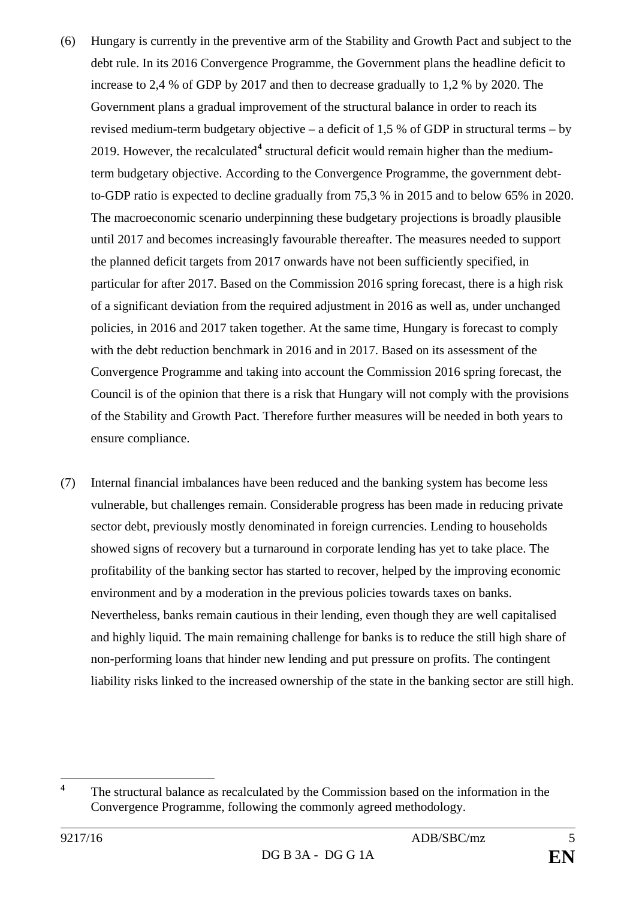(6) Hungary is currently in the preventive arm of the Stability and Growth Pact and subject to the debt rule. In its 2016 Convergence Programme, the Government plans the headline deficit to increase to 2,4 % of GDP by 2017 and then to decrease gradually to 1,2 % by 2020. The Government plans a gradual improvement of the structural balance in order to reach its revised medium-term budgetary objective – a deficit of 1,5 % of GDP in structural terms – by 2019. However, the recalculated[4] structural deficit would remain higher than the medium-term budgetary objective. According to the Convergence Programme, the government debt-to-GDP ratio is expected to decline gradually from 75,3 % in 2015 and to below 65% in 2020. The macroeconomic scenario underpinning these budgetary projections is broadly plausible until 2017 and becomes increasingly favourable thereafter. The measures needed to support the planned deficit targets from 2017 onwards have not been sufficiently specified, in particular for after 2017. Based on the Commission 2016 spring forecast, there is a high risk of a significant deviation from the required adjustment in 2016 as well as, under unchanged policies, in 2016 and 2017 taken together. At the same time, Hungary is forecast to comply with the debt reduction benchmark in 2016 and in 2017. Based on its assessment of the Convergence Programme and taking into account the Commission 2016 spring forecast, the Council is of the opinion that there is a risk that Hungary will not comply with the provisions of the Stability and Growth Pact. Therefore further measures will be needed in both years to ensure compliance.

(7) Internal financial imbalances have been reduced and the banking system has become less vulnerable, but challenges remain. Considerable progress has been made in reducing private sector debt, previously mostly denominated in foreign currencies. Lending to households showed signs of recovery but a turnaround in corporate lending has yet to take place. The profitability of the banking sector has started to recover, helped by the improving economic environment and by a moderation in the previous policies towards taxes on banks. Nevertheless, banks remain cautious in their lending, even though they are well capitalised and highly liquid. The main remaining challenge for banks is to reduce the still high share of non-performing loans that hinder new lending and put pressure on profits. The contingent liability risks linked to the increased ownership of the state in the banking sector are still high.

---

[4] The structural balance as recalculated by the Commission based on the information in the Convergence Programme, following the commonly agreed methodology.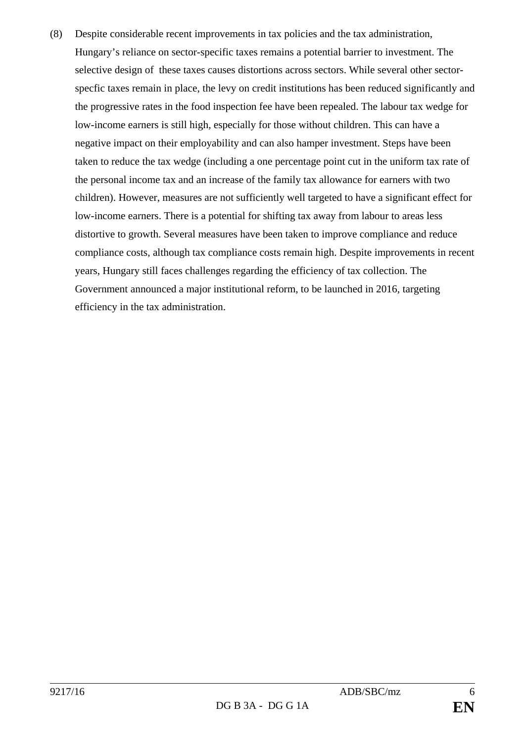(8) Despite considerable recent improvements in tax policies and the tax administration, Hungary's reliance on sector-specific taxes remains a potential barrier to investment. The selective design of these taxes causes distortions across sectors. While several other sector-specfic taxes remain in place, the levy on credit institutions has been reduced significantly and the progressive rates in the food inspection fee have been repealed. The labour tax wedge for low-income earners is still high, especially for those without children. This can have a negative impact on their employability and can also hamper investment. Steps have been taken to reduce the tax wedge (including a one percentage point cut in the uniform tax rate of the personal income tax and an increase of the family tax allowance for earners with two children). However, measures are not sufficiently well targeted to have a significant effect for low-income earners. There is a potential for shifting tax away from labour to areas less distortive to growth. Several measures have been taken to improve compliance and reduce compliance costs, although tax compliance costs remain high. Despite improvements in recent years, Hungary still faces challenges regarding the efficiency of tax collection. The Government announced a major institutional reform, to be launched in 2016, targeting efficiency in the tax administration.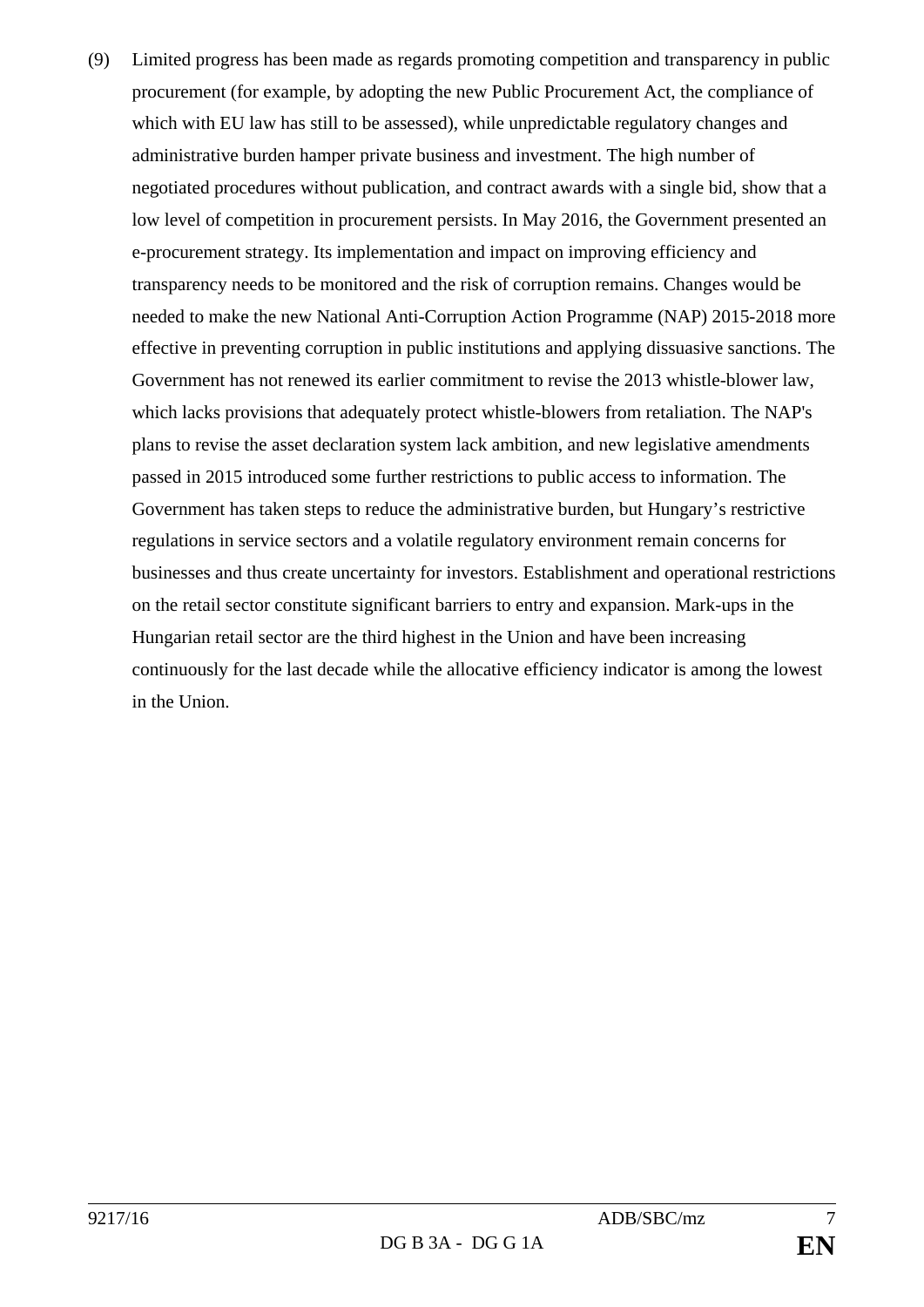(9) Limited progress has been made as regards promoting competition and transparency in public procurement (for example, by adopting the new Public Procurement Act, the compliance of which with EU law has still to be assessed), while unpredictable regulatory changes and administrative burden hamper private business and investment. The high number of negotiated procedures without publication, and contract awards with a single bid, show that a low level of competition in procurement persists. In May 2016, the Government presented an e-procurement strategy. Its implementation and impact on improving efficiency and transparency needs to be monitored and the risk of corruption remains. Changes would be needed to make the new National Anti-Corruption Action Programme (NAP) 2015-2018 more effective in preventing corruption in public institutions and applying dissuasive sanctions. The Government has not renewed its earlier commitment to revise the 2013 whistle-blower law, which lacks provisions that adequately protect whistle-blowers from retaliation. The NAP's plans to revise the asset declaration system lack ambition, and new legislative amendments passed in 2015 introduced some further restrictions to public access to information. The Government has taken steps to reduce the administrative burden, but Hungary's restrictive regulations in service sectors and a volatile regulatory environment remain concerns for businesses and thus create uncertainty for investors. Establishment and operational restrictions on the retail sector constitute significant barriers to entry and expansion. Mark-ups in the Hungarian retail sector are the third highest in the Union and have been increasing continuously for the last decade while the allocative efficiency indicator is among the lowest in the Union.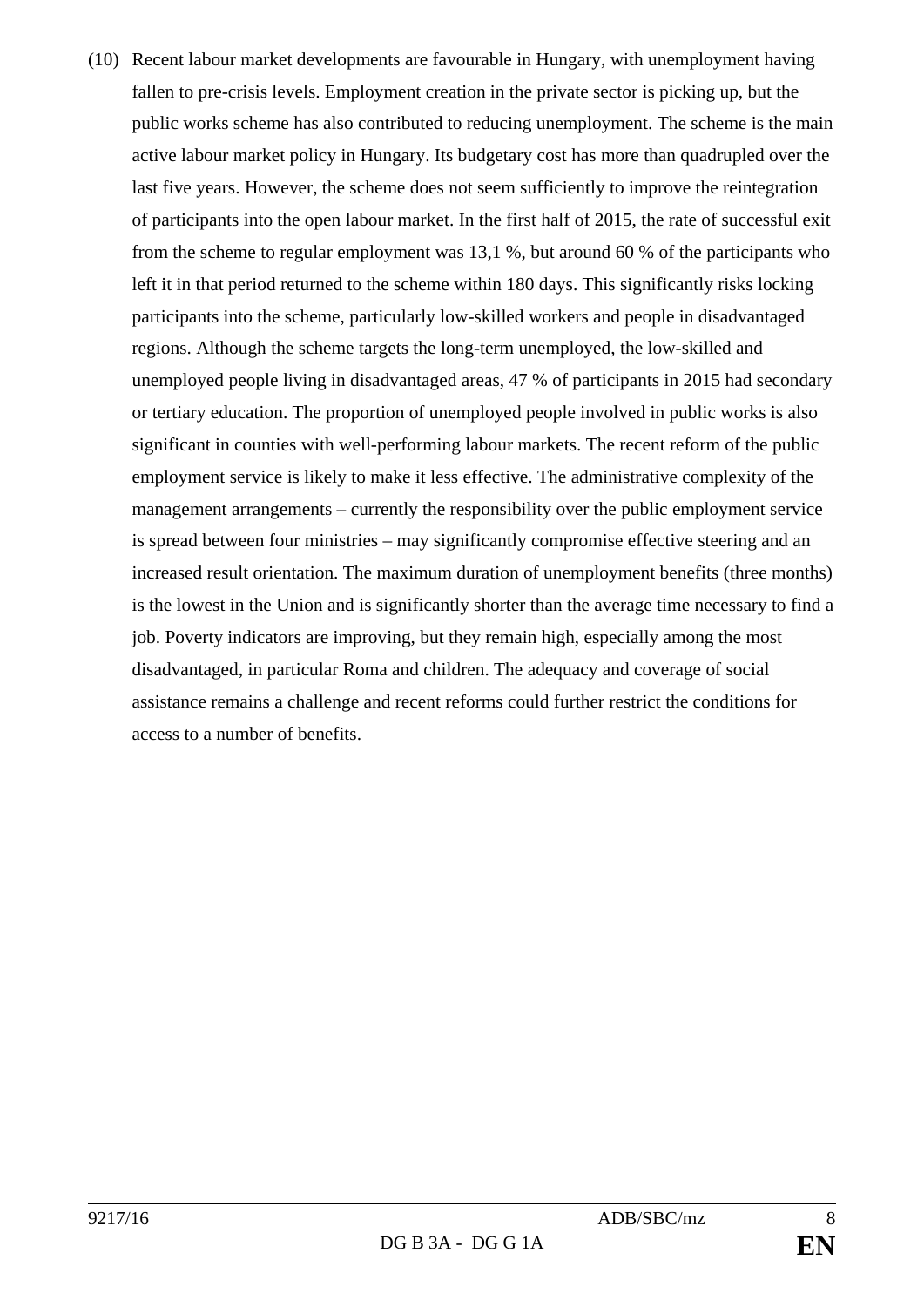(10) Recent labour market developments are favourable in Hungary, with unemployment having fallen to pre-crisis levels. Employment creation in the private sector is picking up, but the public works scheme has also contributed to reducing unemployment. The scheme is the main active labour market policy in Hungary. Its budgetary cost has more than quadrupled over the last five years. However, the scheme does not seem sufficiently to improve the reintegration of participants into the open labour market. In the first half of 2015, the rate of successful exit from the scheme to regular employment was 13,1 %, but around 60 % of the participants who left it in that period returned to the scheme within 180 days. This significantly risks locking participants into the scheme, particularly low-skilled workers and people in disadvantaged regions. Although the scheme targets the long-term unemployed, the low-skilled and unemployed people living in disadvantaged areas, 47 % of participants in 2015 had secondary or tertiary education. The proportion of unemployed people involved in public works is also significant in counties with well-performing labour markets. The recent reform of the public employment service is likely to make it less effective. The administrative complexity of the management arrangements – currently the responsibility over the public employment service is spread between four ministries – may significantly compromise effective steering and an increased result orientation. The maximum duration of unemployment benefits (three months) is the lowest in the Union and is significantly shorter than the average time necessary to find a job. Poverty indicators are improving, but they remain high, especially among the most disadvantaged, in particular Roma and children. The adequacy and coverage of social assistance remains a challenge and recent reforms could further restrict the conditions for access to a number of benefits.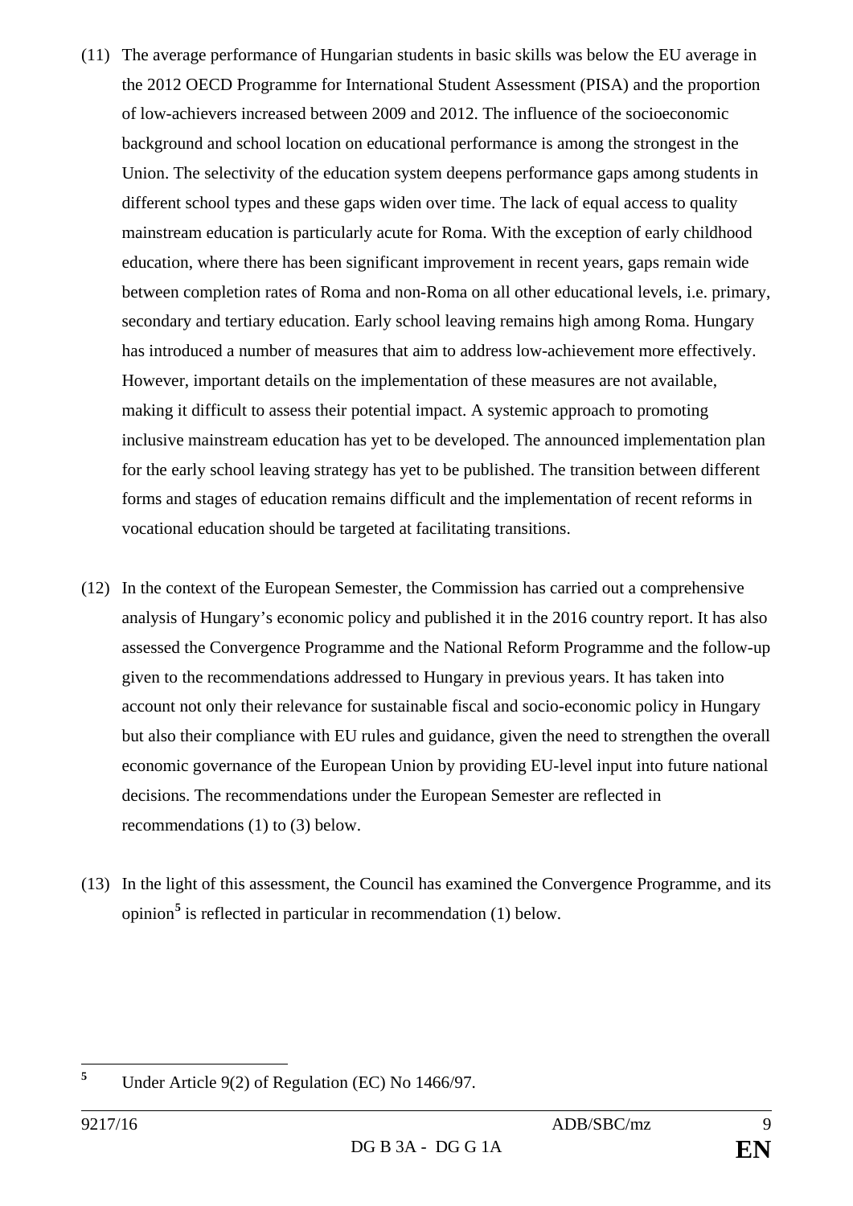(11) The average performance of Hungarian students in basic skills was below the EU average in the 2012 OECD Programme for International Student Assessment (PISA) and the proportion of low-achievers increased between 2009 and 2012. The influence of the socioeconomic background and school location on educational performance is among the strongest in the Union. The selectivity of the education system deepens performance gaps among students in different school types and these gaps widen over time. The lack of equal access to quality mainstream education is particularly acute for Roma. With the exception of early childhood education, where there has been significant improvement in recent years, gaps remain wide between completion rates of Roma and non-Roma on all other educational levels, i.e. primary, secondary and tertiary education. Early school leaving remains high among Roma. Hungary has introduced a number of measures that aim to address low-achievement more effectively. However, important details on the implementation of these measures are not available, making it difficult to assess their potential impact. A systemic approach to promoting inclusive mainstream education has yet to be developed. The announced implementation plan for the early school leaving strategy has yet to be published. The transition between different forms and stages of education remains difficult and the implementation of recent reforms in vocational education should be targeted at facilitating transitions.

(12) In the context of the European Semester, the Commission has carried out a comprehensive analysis of Hungary's economic policy and published it in the 2016 country report. It has also assessed the Convergence Programme and the National Reform Programme and the follow-up given to the recommendations addressed to Hungary in previous years. It has taken into account not only their relevance for sustainable fiscal and socio-economic policy in Hungary but also their compliance with EU rules and guidance, given the need to strengthen the overall economic governance of the European Union by providing EU-level input into future national decisions. The recommendations under the European Semester are reflected in recommendations (1) to (3) below.

(13) In the light of this assessment, the Council has examined the Convergence Programme, and its opinion[5] is reflected in particular in recommendation (1) below.

---

[5] Under Article 9(2) of Regulation (EC) No 1466/97.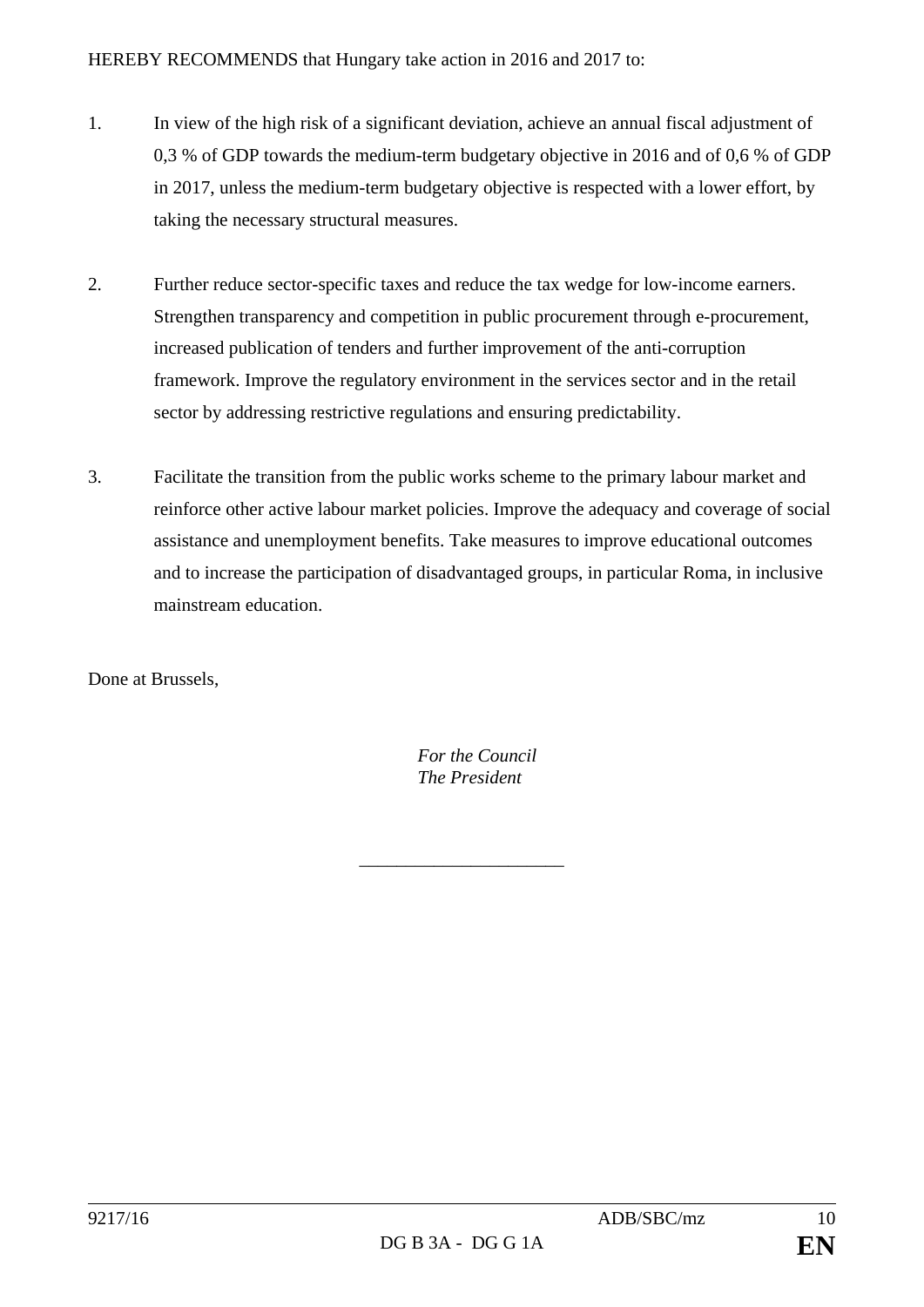HEREBY RECOMMENDS that Hungary take action in 2016 and 2017 to:

1. In view of the high risk of a significant deviation, achieve an annual fiscal adjustment of 0,3 % of GDP towards the medium-term budgetary objective in 2016 and of 0,6 % of GDP in 2017, unless the medium-term budgetary objective is respected with a lower effort, by taking the necessary structural measures.

2. Further reduce sector-specific taxes and reduce the tax wedge for low-income earners. Strengthen transparency and competition in public procurement through e-procurement, increased publication of tenders and further improvement of the anti-corruption framework. Improve the regulatory environment in the services sector and in the retail sector by addressing restrictive regulations and ensuring predictability.

3. Facilitate the transition from the public works scheme to the primary labour market and reinforce other active labour market policies. Improve the adequacy and coverage of social assistance and unemployment benefits. Take measures to improve educational outcomes and to increase the participation of disadvantaged groups, in particular Roma, in inclusive mainstream education.

Done at Brussels,

*For the Council*
*The President*